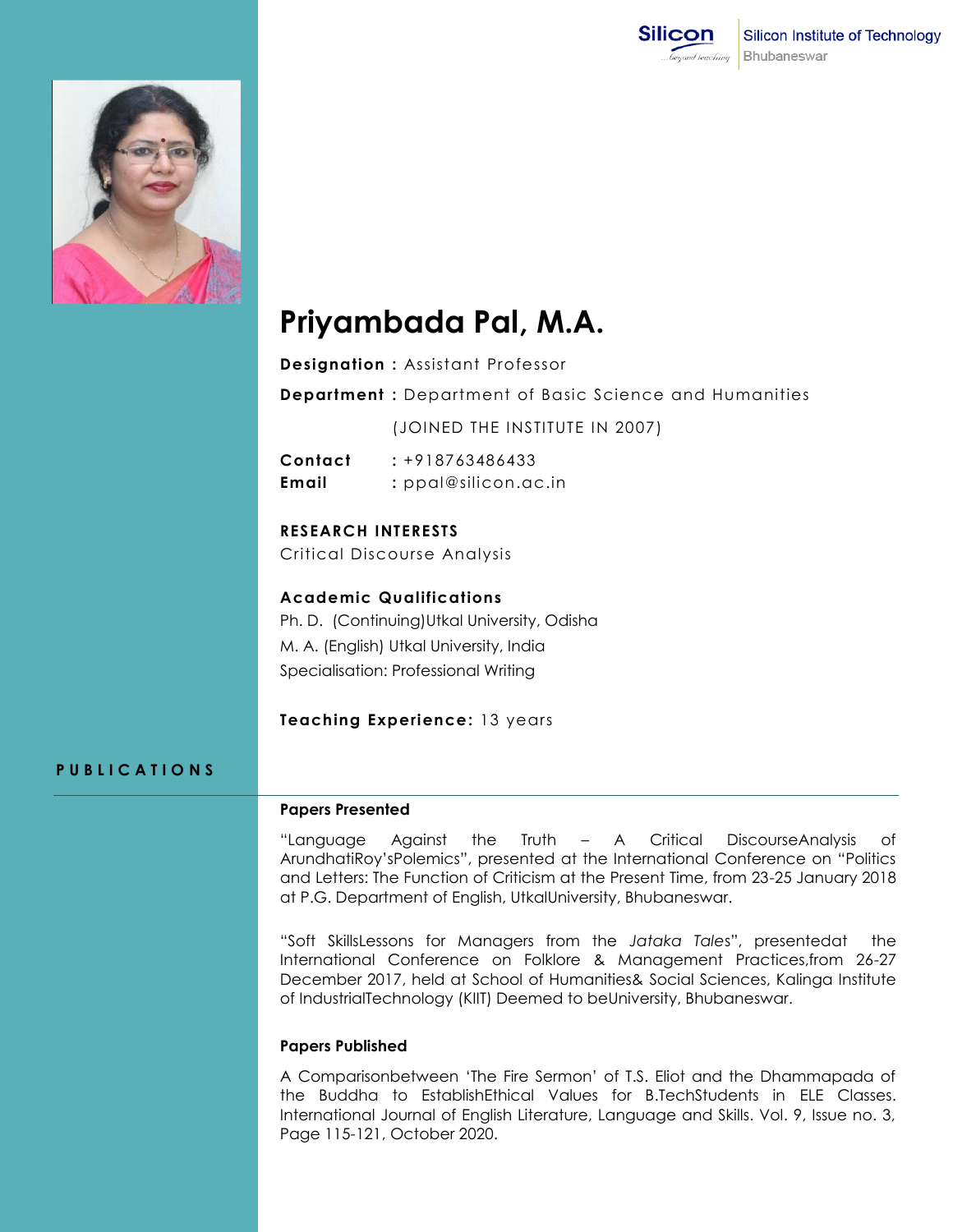Silicon Institute of Technology
Bhubaneswar

# Priyambada Pal, M.A.

**Designation :** Assistant Professor

**Department :** Department of Basic Science and Humanities

(JOINED THE INSTITUTE IN 2007)

**Contact** : +918763486433

**Email** : ppal@silicon.ac.in

**RESEARCH INTERESTS**

Critical Discourse Analysis

**Academic Qualifications**

Ph. D. (Continuing)Utkal University, Odisha

M. A. (English) Utkal University, India

Specialisation: Professional Writing

**Teaching Experience:** 13 years

## PUBLICATIONS

### Papers Presented

"Language Against the Truth – A Critical DiscourseAnalysis of ArundhatiRoy'sPolemics", presented at the International Conference on "Politics and Letters: The Function of Criticism at the Present Time, from 23-25 January 2018 at P.G. Department of English, UtkalUniversity, Bhubaneswar.

"Soft SkillsLessons for Managers from the *Jataka Tales*", presentedat the International Conference on Folklore & Management Practices,from 26-27 December 2017, held at School of Humanities& Social Sciences, Kalinga Institute of IndustrialTechnology (KIIT) Deemed to beUniversity, Bhubaneswar.

### Papers Published

A Comparisonbetween 'The Fire Sermon' of T.S. Eliot and the Dhammapada of the Buddha to EstablishEthical Values for B.TechStudents in ELE Classes. International Journal of English Literature, Language and Skills. Vol. 9, Issue no. 3, Page 115-121, October 2020.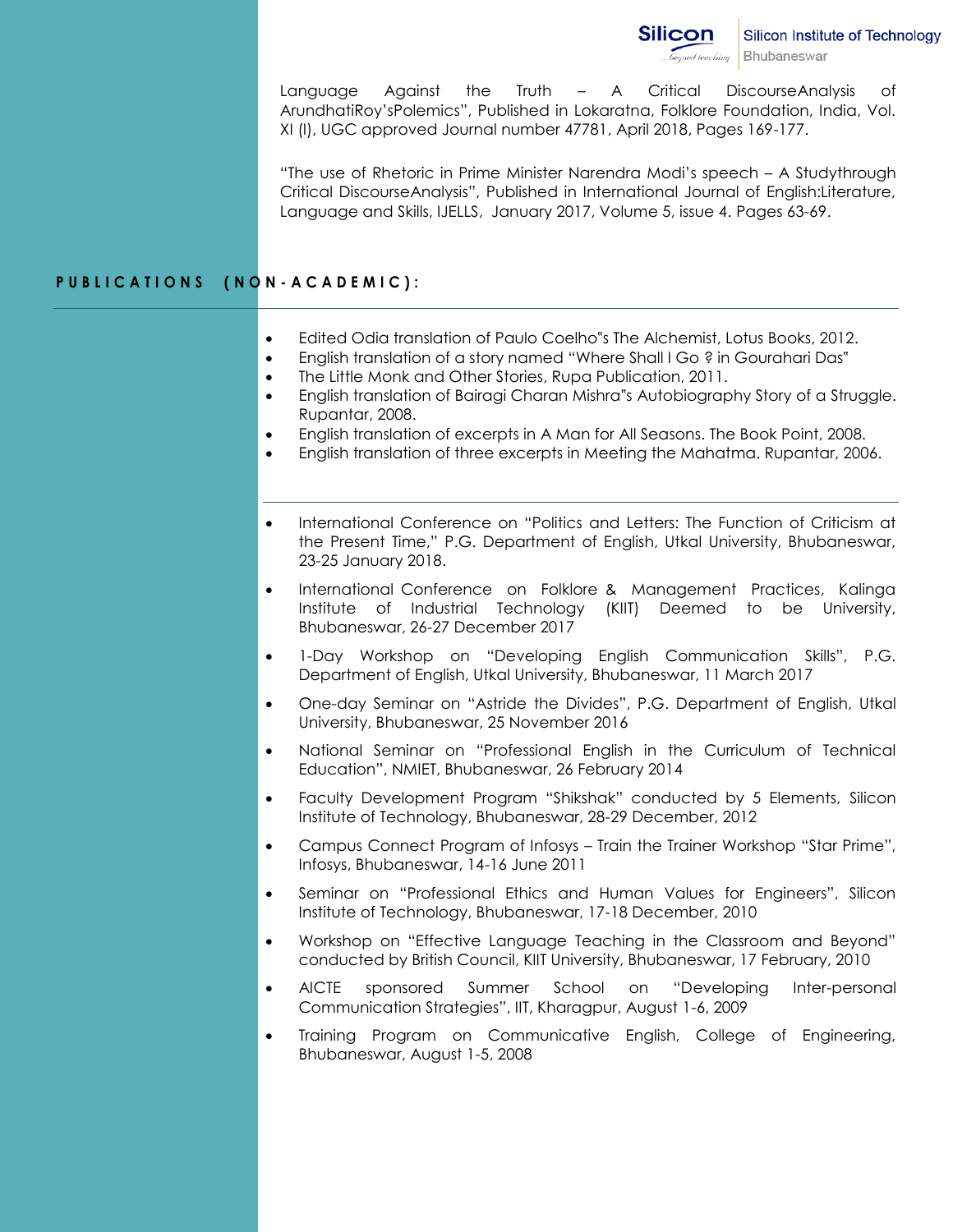Language Against the Truth – A Critical DiscourseAnalysis of ArundhatiRoy'sPolemics", Published in Lokaratna, Folklore Foundation, India, Vol. XI (I), UGC approved Journal number 47781, April 2018, Pages 169-177.

"The use of Rhetoric in Prime Minister Narendra Modi's speech – A Studythrough Critical DiscourseAnalysis", Published in International Journal of English:Literature, Language and Skills, IJELLS, January 2017, Volume 5, issue 4. Pages 63-69.

## PUBLICATIONS (NON-ACADEMIC):

- Edited Odia translation of Paulo Coelho"s The Alchemist, Lotus Books, 2012.
- English translation of a story named "Where Shall I Go ? in Gourahari Das"
- The Little Monk and Other Stories, Rupa Publication, 2011.
- English translation of Bairagi Charan Mishra"s Autobiography Story of a Struggle. Rupantar, 2008.
- English translation of excerpts in A Man for All Seasons. The Book Point, 2008.
- English translation of three excerpts in Meeting the Mahatma. Rupantar, 2006.

---

- International Conference on "Politics and Letters: The Function of Criticism at the Present Time," P.G. Department of English, Utkal University, Bhubaneswar, 23-25 January 2018.
- International Conference on Folklore & Management Practices, Kalinga Institute of Industrial Technology (KIIT) Deemed to be University, Bhubaneswar, 26-27 December 2017
- 1-Day Workshop on "Developing English Communication Skills", P.G. Department of English, Utkal University, Bhubaneswar, 11 March 2017
- One-day Seminar on "Astride the Divides", P.G. Department of English, Utkal University, Bhubaneswar, 25 November 2016
- National Seminar on "Professional English in the Curriculum of Technical Education", NMIET, Bhubaneswar, 26 February 2014
- Faculty Development Program "Shikshak" conducted by 5 Elements, Silicon Institute of Technology, Bhubaneswar, 28-29 December, 2012
- Campus Connect Program of Infosys – Train the Trainer Workshop "Star Prime", Infosys, Bhubaneswar, 14-16 June 2011
- Seminar on "Professional Ethics and Human Values for Engineers", Silicon Institute of Technology, Bhubaneswar, 17-18 December, 2010
- Workshop on "Effective Language Teaching in the Classroom and Beyond" conducted by British Council, KIIT University, Bhubaneswar, 17 February, 2010
- AICTE sponsored Summer School on "Developing Inter-personal Communication Strategies", IIT, Kharagpur, August 1-6, 2009
- Training Program on Communicative English, College of Engineering, Bhubaneswar, August 1-5, 2008